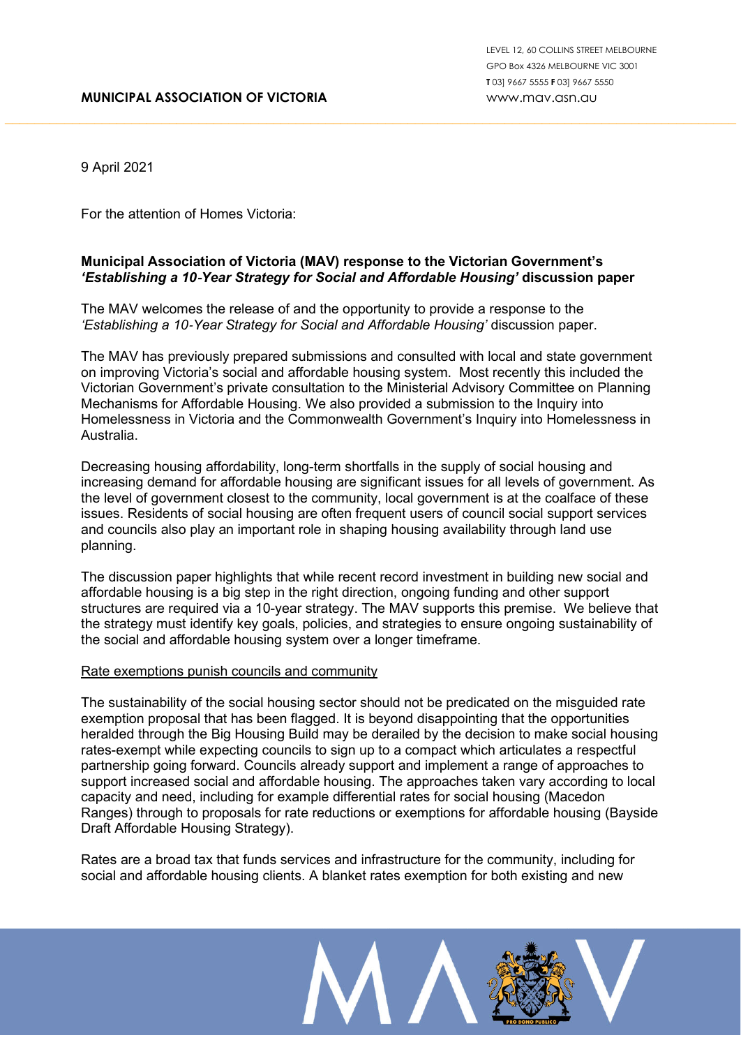LEVEL 12, 60 COLLINS STREET MELBOURNE
GPO Box 4326 MELBOURNE VIC 3001
**T** 03] 9667 5555 **F** 03] 9667 5550
www.mav.asn.au

**MUNICIPAL ASSOCIATION OF VICTORIA**

9 April 2021

For the attention of Homes Victoria:

**Municipal Association of Victoria (MAV) response to the Victorian Government's *'Establishing a 10-Year Strategy for Social and Affordable Housing'* discussion paper**

The MAV welcomes the release of and the opportunity to provide a response to the *'Establishing a 10-Year Strategy for Social and Affordable Housing'* discussion paper.

The MAV has previously prepared submissions and consulted with local and state government on improving Victoria's social and affordable housing system. Most recently this included the Victorian Government's private consultation to the Ministerial Advisory Committee on Planning Mechanisms for Affordable Housing. We also provided a submission to the Inquiry into Homelessness in Victoria and the Commonwealth Government's Inquiry into Homelessness in Australia.

Decreasing housing affordability, long-term shortfalls in the supply of social housing and increasing demand for affordable housing are significant issues for all levels of government. As the level of government closest to the community, local government is at the coalface of these issues. Residents of social housing are often frequent users of council social support services and councils also play an important role in shaping housing availability through land use planning.

The discussion paper highlights that while recent record investment in building new social and affordable housing is a big step in the right direction, ongoing funding and other support structures are required via a 10-year strategy. The MAV supports this premise. We believe that the strategy must identify key goals, policies, and strategies to ensure ongoing sustainability of the social and affordable housing system over a longer timeframe.

<u>Rate exemptions punish councils and community</u>

The sustainability of the social housing sector should not be predicated on the misguided rate exemption proposal that has been flagged. It is beyond disappointing that the opportunities heralded through the Big Housing Build may be derailed by the decision to make social housing rates-exempt while expecting councils to sign up to a compact which articulates a respectful partnership going forward. Councils already support and implement a range of approaches to support increased social and affordable housing. The approaches taken vary according to local capacity and need, including for example differential rates for social housing (Macedon Ranges) through to proposals for rate reductions or exemptions for affordable housing (Bayside Draft Affordable Housing Strategy).

Rates are a broad tax that funds services and infrastructure for the community, including for social and affordable housing clients. A blanket rates exemption for both existing and new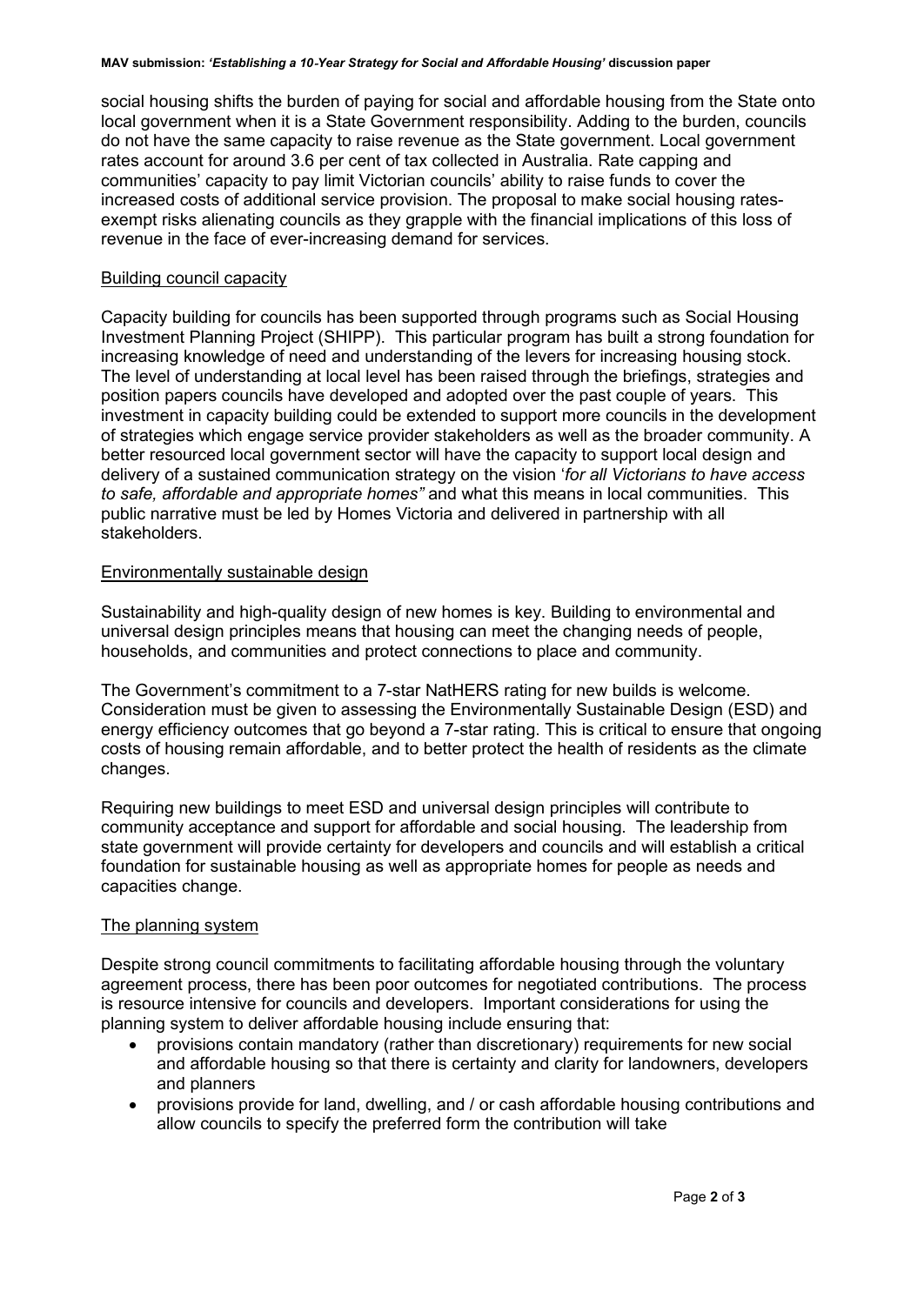social housing shifts the burden of paying for social and affordable housing from the State onto local government when it is a State Government responsibility. Adding to the burden, councils do not have the same capacity to raise revenue as the State government. Local government rates account for around 3.6 per cent of tax collected in Australia. Rate capping and communities' capacity to pay limit Victorian councils' ability to raise funds to cover the increased costs of additional service provision. The proposal to make social housing rates-exempt risks alienating councils as they grapple with the financial implications of this loss of revenue in the face of ever-increasing demand for services.

## Building council capacity

Capacity building for councils has been supported through programs such as Social Housing Investment Planning Project (SHIPP). This particular program has built a strong foundation for increasing knowledge of need and understanding of the levers for increasing housing stock. The level of understanding at local level has been raised through the briefings, strategies and position papers councils have developed and adopted over the past couple of years. This investment in capacity building could be extended to support more councils in the development of strategies which engage service provider stakeholders as well as the broader community. A better resourced local government sector will have the capacity to support local design and delivery of a sustained communication strategy on the vision '*for all Victorians to have access to safe, affordable and appropriate homes"* and what this means in local communities. This public narrative must be led by Homes Victoria and delivered in partnership with all stakeholders.

## Environmentally sustainable design

Sustainability and high-quality design of new homes is key. Building to environmental and universal design principles means that housing can meet the changing needs of people, households, and communities and protect connections to place and community.

The Government's commitment to a 7-star NatHERS rating for new builds is welcome. Consideration must be given to assessing the Environmentally Sustainable Design (ESD) and energy efficiency outcomes that go beyond a 7-star rating. This is critical to ensure that ongoing costs of housing remain affordable, and to better protect the health of residents as the climate changes.

Requiring new buildings to meet ESD and universal design principles will contribute to community acceptance and support for affordable and social housing. The leadership from state government will provide certainty for developers and councils and will establish a critical foundation for sustainable housing as well as appropriate homes for people as needs and capacities change.

## The planning system

Despite strong council commitments to facilitating affordable housing through the voluntary agreement process, there has been poor outcomes for negotiated contributions. The process is resource intensive for councils and developers. Important considerations for using the planning system to deliver affordable housing include ensuring that:

- provisions contain mandatory (rather than discretionary) requirements for new social and affordable housing so that there is certainty and clarity for landowners, developers and planners
- provisions provide for land, dwelling, and / or cash affordable housing contributions and allow councils to specify the preferred form the contribution will take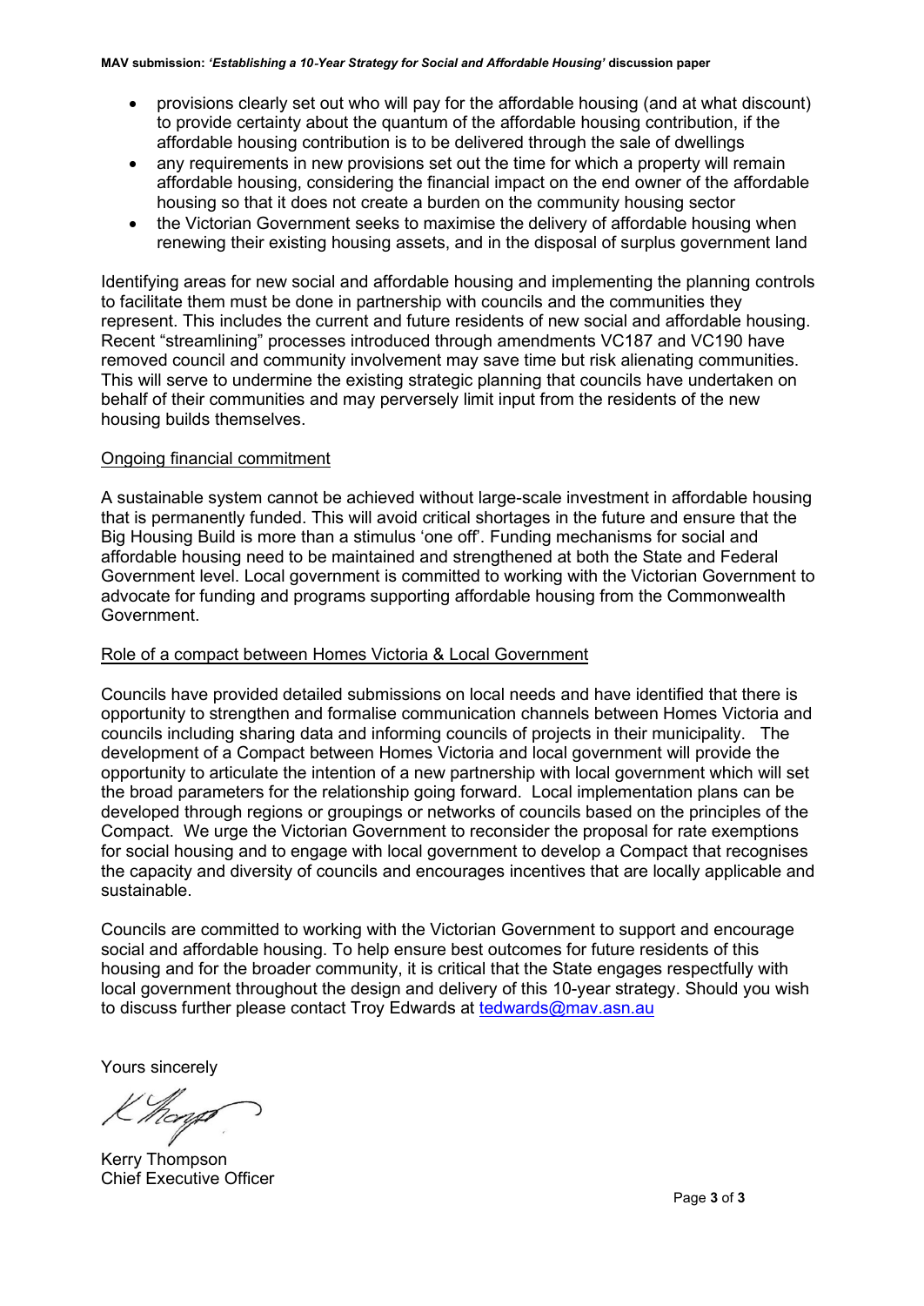- provisions clearly set out who will pay for the affordable housing (and at what discount) to provide certainty about the quantum of the affordable housing contribution, if the affordable housing contribution is to be delivered through the sale of dwellings
- any requirements in new provisions set out the time for which a property will remain affordable housing, considering the financial impact on the end owner of the affordable housing so that it does not create a burden on the community housing sector
- the Victorian Government seeks to maximise the delivery of affordable housing when renewing their existing housing assets, and in the disposal of surplus government land

Identifying areas for new social and affordable housing and implementing the planning controls to facilitate them must be done in partnership with councils and the communities they represent. This includes the current and future residents of new social and affordable housing. Recent "streamlining" processes introduced through amendments VC187 and VC190 have removed council and community involvement may save time but risk alienating communities. This will serve to undermine the existing strategic planning that councils have undertaken on behalf of their communities and may perversely limit input from the residents of the new housing builds themselves.

## Ongoing financial commitment

A sustainable system cannot be achieved without large-scale investment in affordable housing that is permanently funded. This will avoid critical shortages in the future and ensure that the Big Housing Build is more than a stimulus 'one off'. Funding mechanisms for social and affordable housing need to be maintained and strengthened at both the State and Federal Government level. Local government is committed to working with the Victorian Government to advocate for funding and programs supporting affordable housing from the Commonwealth Government.

## Role of a compact between Homes Victoria & Local Government

Councils have provided detailed submissions on local needs and have identified that there is opportunity to strengthen and formalise communication channels between Homes Victoria and councils including sharing data and informing councils of projects in their municipality. The development of a Compact between Homes Victoria and local government will provide the opportunity to articulate the intention of a new partnership with local government which will set the broad parameters for the relationship going forward. Local implementation plans can be developed through regions or groupings or networks of councils based on the principles of the Compact. We urge the Victorian Government to reconsider the proposal for rate exemptions for social housing and to engage with local government to develop a Compact that recognises the capacity and diversity of councils and encourages incentives that are locally applicable and sustainable.

Councils are committed to working with the Victorian Government to support and encourage social and affordable housing. To help ensure best outcomes for future residents of this housing and for the broader community, it is critical that the State engages respectfully with local government throughout the design and delivery of this 10-year strategy. Should you wish to discuss further please contact Troy Edwards at tedwards@mav.asn.au

Yours sincerely

Kerry Thompson
Chief Executive Officer